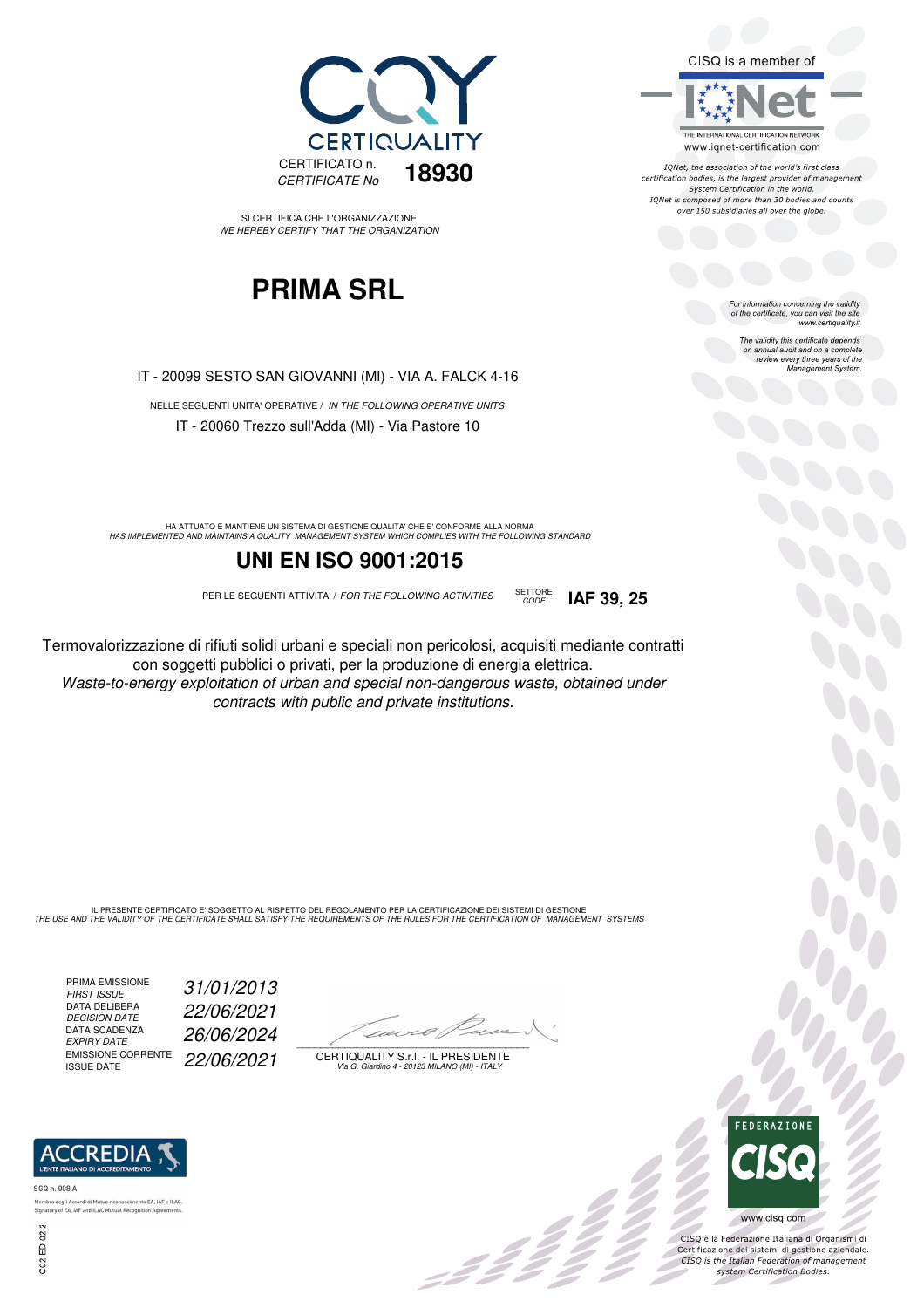CQY CERTIQUALITY

CERTIFICATO n.
*CERTIFICATE No* **18930**

SI CERTIFICA CHE L'ORGANIZZAZIONE
*WE HEREBY CERTIFY THAT THE ORGANIZATION*

# PRIMA SRL

IT - 20099 SESTO SAN GIOVANNI (MI) - VIA A. FALCK 4-16

NELLE SEGUENTI UNITA' OPERATIVE / *IN THE FOLLOWING OPERATIVE UNITS*

IT - 20060 Trezzo sull'Adda (MI) - Via Pastore 10

HA ATTUATO E MANTIENE UN SISTEMA DI GESTIONE QUALITA' CHE E' CONFORME ALLA NORMA
*HAS IMPLEMENTED AND MAINTAINS A QUALITY MANAGEMENT SYSTEM WHICH COMPLIES WITH THE FOLLOWING STANDARD*

## UNI EN ISO 9001:2015

PER LE SEGUENTI ATTIVITA' / *FOR THE FOLLOWING ACTIVITIES* SETTORE *CODE* **IAF 39, 25**

Termovalorizzazione di rifiuti solidi urbani e speciali non pericolosi, acquisiti mediante contratti con soggetti pubblici o privati, per la produzione di energia elettrica.
*Waste-to-energy exploitation of urban and special non-dangerous waste, obtained under contracts with public and private institutions.*

IL PRESENTE CERTIFICATO E' SOGGETTO AL RISPETTO DEL REGOLAMENTO PER LA CERTIFICAZIONE DEI SISTEMI DI GESTIONE
*THE USE AND THE VALIDITY OF THE CERTIFICATE SHALL SATISFY THE REQUIREMENTS OF THE RULES FOR THE CERTIFICATION OF MANAGEMENT SYSTEMS*

| | |
|---|---|
| PRIMA EMISSIONE *FIRST ISSUE* | *31/01/2013* |
| DATA DELIBERA *DECISION DATE* | *22/06/2021* |
| DATA SCADENZA *EXPIRY DATE* | *26/06/2024* |
| EMISSIONE CORRENTE ISSUE DATE | *22/06/2021* |

CERTIQUALITY S.r.l. - IL PRESIDENTE
*Via G. Giardino 4 - 20123 MILANO (MI) - ITALY*

CISQ is a member of IQNet
THE INTERNATIONAL CERTIFICATION NETWORK
www.iqnet-certification.com

*IQNet, the association of the world's first class certification bodies, is the largest provider of management System Certification in the world. IQNet is composed of more than 30 bodies and counts over 150 subsidiaries all over the globe.*

*For information concerning the validity of the certificate, you can visit the site www.certiquality.it*

*The validity this certificate depends on annual audit and on a complete review every three years of the Management System.*

ACCREDIA L'ENTE ITALIANO DI ACCREDITAMENTO
SGQ n. 008 A
Membro degli Accordi di Mutuo riconoscimento EA, IAF e ILAC.
Signatory of EA, IAF and ILAC Mutual Recognition Agreements.

C02 ED 02 2

FEDERAZIONE CISQ
www.cisq.com

CISQ è la Federazione Italiana di Organismi di Certificazione dei sistemi di gestione aziendale.
*CISQ is the Italian Federation of management system Certification Bodies.*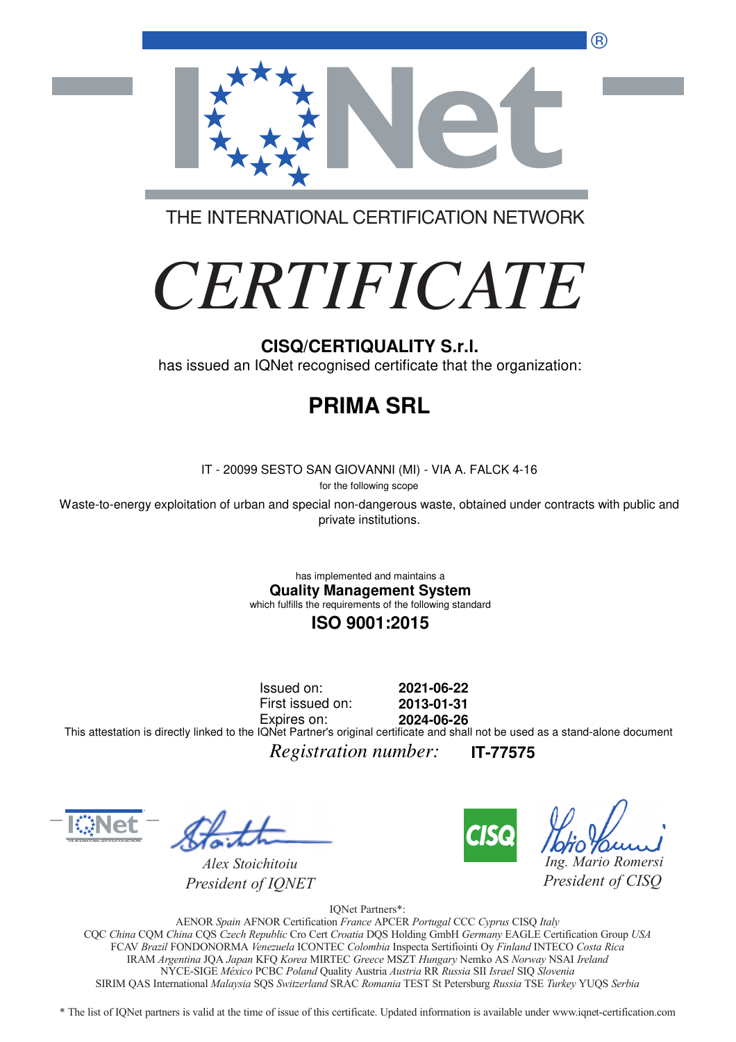THE INTERNATIONAL CERTIFICATION NETWORK

# *CERTIFICATE*

**CISQ/CERTIQUALITY S.r.l.**

has issued an IQNet recognised certificate that the organization:

## PRIMA SRL

IT - 20099 SESTO SAN GIOVANNI (MI) - VIA A. FALCK 4-16

for the following scope

Waste-to-energy exploitation of urban and special non-dangerous waste, obtained under contracts with public and private institutions.

has implemented and maintains a

**Quality Management System**

which fulfills the requirements of the following standard

**ISO 9001:2015**

| | |
|---|---|
| Issued on: | **2021-06-22** |
| First issued on: | **2013-01-31** |
| Expires on: | **2024-06-26** |

This attestation is directly linked to the IQNet Partner's original certificate and shall not be used as a stand-alone document

*Registration number:* **IT-77575**

*Alex Stoichitoiu*
*President of IQNET*

*Ing. Mario Romersi*
*President of CISQ*

IQNet Partners*:

AENOR *Spain* AFNOR Certification *France* APCER *Portugal* CCC *Cyprus* CISQ *Italy*
CQC *China* CQM *China* CQS *Czech Republic* Cro Cert *Croatia* DQS Holding GmbH *Germany* EAGLE Certification Group *USA*
FCAV *Brazil* FONDONORMA *Venezuela* ICONTEC *Colombia* Inspecta Sertifiointi Oy *Finland* INTECO *Costa Rica*
IRAM *Argentina* JQA *Japan* KFQ *Korea* MIRTEC *Greece* MSZT *Hungary* Nemko AS *Norway* NSAI *Ireland*
NYCE-SIGE *México* PCBC *Poland* Quality Austria *Austria* RR *Russia* SII *Israel* SIQ *Slovenia*
SIRIM QAS International *Malaysia* SQS *Switzerland* SRAC *Romania* TEST St Petersburg *Russia* TSE *Turkey* YUQS *Serbia*

* The list of IQNet partners is valid at the time of issue of this certificate. Updated information is available under www.iqnet-certification.com